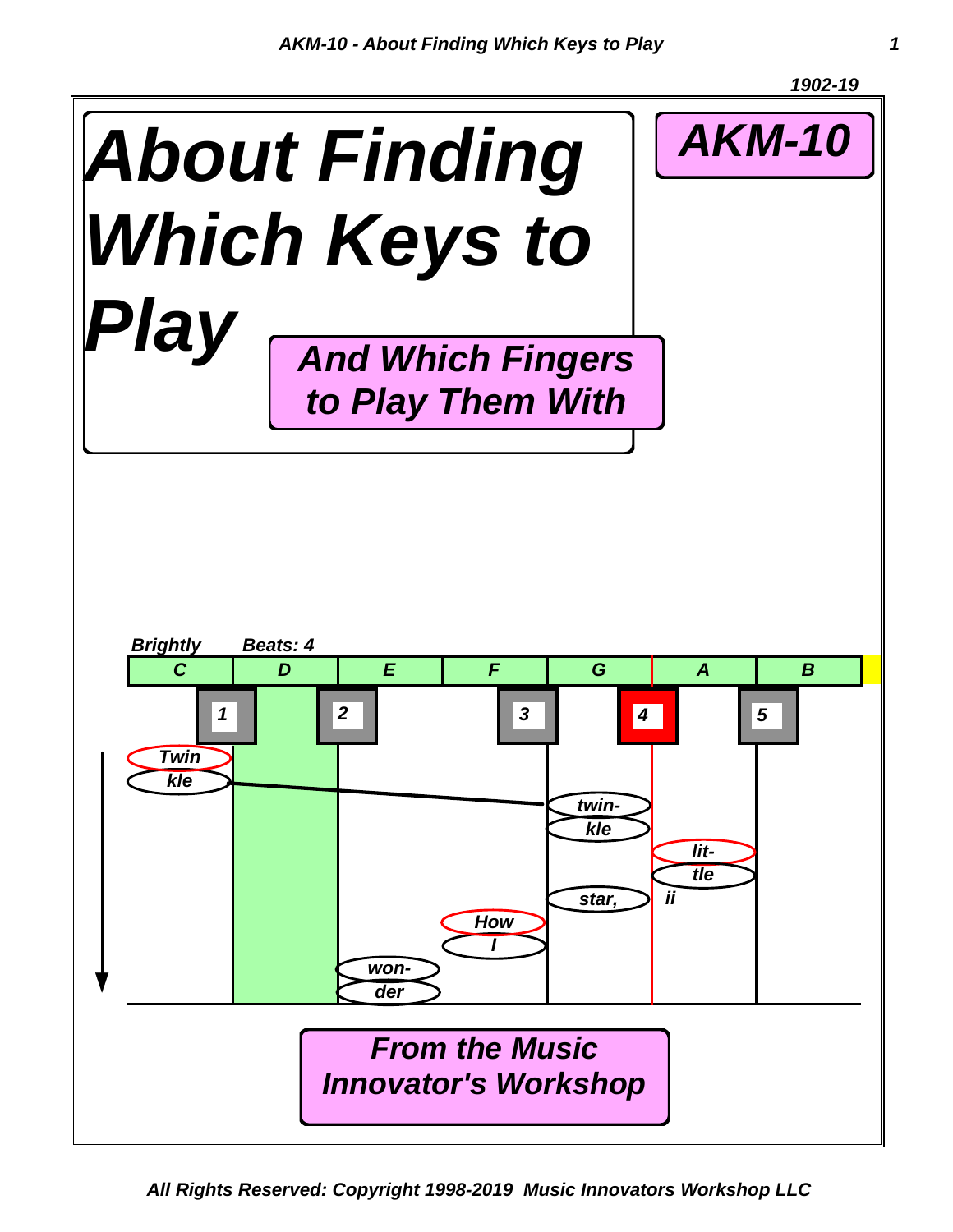1902-19

# About Finding Which Keys to Play

## And Which Fingers to Play Them With

**AKM-10**

*Brightly* *Beats: 4*

| C | D | E | F | G | A | B |
|---|---|---|---|---|---|---|

1 2 3 4 5

Twin kle

twin- kle

lit- tle

star, ii

How I

won- der

**From the Music Innovator's Workshop**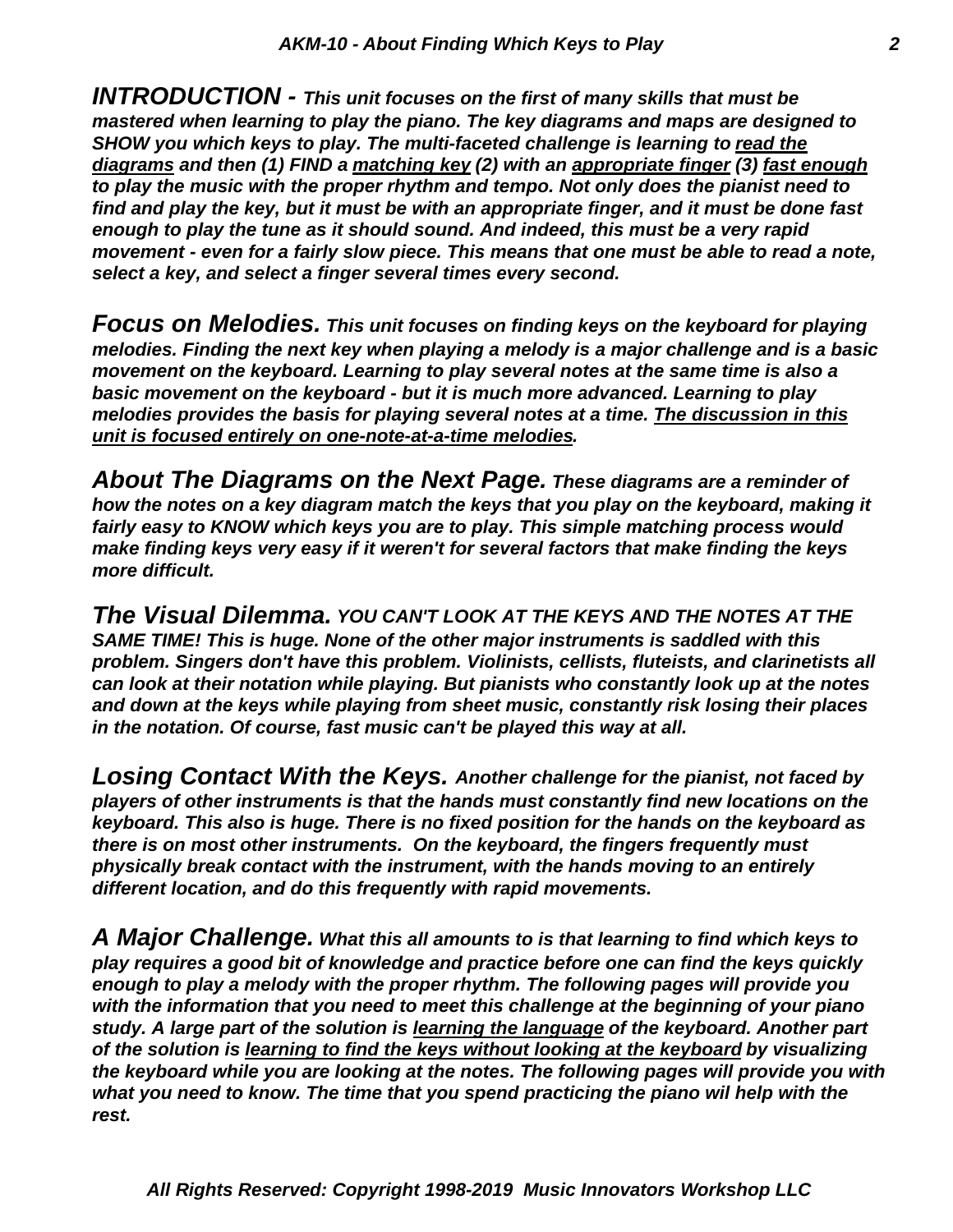***INTRODUCTION -*** ***This unit focuses on the first of many skills that must be mastered when learning to play the piano. The key diagrams and maps are designed to SHOW you which keys to play. The multi-faceted challenge is learning to <u>read the diagrams</u> and then (1) FIND a <u>matching key</u> (2) with an <u>appropriate finger</u> (3) <u>fast enough</u> to play the music with the proper rhythm and tempo. Not only does the pianist need to find and play the key, but it must be with an appropriate finger, and it must be done fast enough to play the tune as it should sound. And indeed, this must be a very rapid movement - even for a fairly slow piece. This means that one must be able to read a note, select a key, and select a finger several times every second.***

***Focus on Melodies.*** ***This unit focuses on finding keys on the keyboard for playing melodies. Finding the next key when playing a melody is a major challenge and is a basic movement on the keyboard. Learning to play several notes at the same time is also a basic movement on the keyboard - but it is much more advanced. Learning to play melodies provides the basis for playing several notes at a time. <u>The discussion in this unit is focused entirely on one-note-at-a-time melodies</u>.***

***About The Diagrams on the Next Page.*** ***These diagrams are a reminder of how the notes on a key diagram match the keys that you play on the keyboard, making it fairly easy to KNOW which keys you are to play. This simple matching process would make finding keys very easy if it weren't for several factors that make finding the keys more difficult.***

***The Visual Dilemma.*** ***YOU CAN'T LOOK AT THE KEYS AND THE NOTES AT THE SAME TIME! This is huge. None of the other major instruments is saddled with this problem. Singers don't have this problem. Violinists, cellists, fluteists, and clarinetists all can look at their notation while playing. But pianists who constantly look up at the notes and down at the keys while playing from sheet music, constantly risk losing their places in the notation. Of course, fast music can't be played this way at all.***

***Losing Contact With the Keys.*** ***Another challenge for the pianist, not faced by players of other instruments is that the hands must constantly find new locations on the keyboard. This also is huge. There is no fixed position for the hands on the keyboard as there is on most other instruments. On the keyboard, the fingers frequently must physically break contact with the instrument, with the hands moving to an entirely different location, and do this frequently with rapid movements.***

***A Major Challenge.*** ***What this all amounts to is that learning to find which keys to play requires a good bit of knowledge and practice before one can find the keys quickly enough to play a melody with the proper rhythm. The following pages will provide you with the information that you need to meet this challenge at the beginning of your piano study. A large part of the solution is <u>learning the language</u> of the keyboard. Another part of the solution is <u>learning to find the keys without looking at the keyboard</u> by visualizing the keyboard while you are looking at the notes. The following pages will provide you with what you need to know. The time that you spend practicing the piano wil help with the rest.***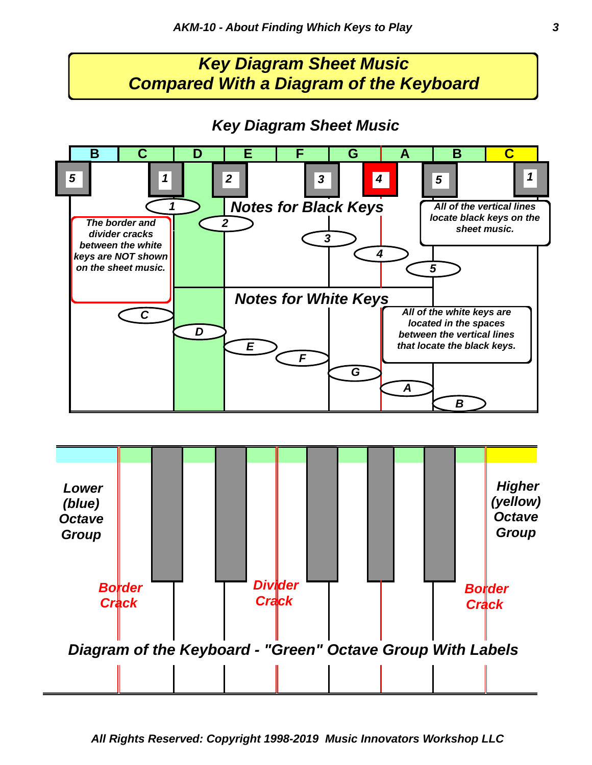# Key Diagram Sheet Music Compared With a Diagram of the Keyboard

## Key Diagram Sheet Music

B C D E F G A B C

5 1 2 3 4 5 1

**Notes for Black Keys**

1 2 3 4 5

*All of the vertical lines locate black keys on the sheet music.*

*The border and divider cracks between the white keys are NOT shown on the sheet music.*

**Notes for White Keys**

C D E F G A B

*All of the white keys are located in the spaces between the vertical lines that locate the black keys.*

**Lower (blue) Octave Group**

**Higher (yellow) Octave Group**

Border Crack

Divider Crack

Border Crack

**Diagram of the Keyboard - "Green" Octave Group With Labels**

*All Rights Reserved: Copyright 1998-2019 Music Innovators Workshop LLC*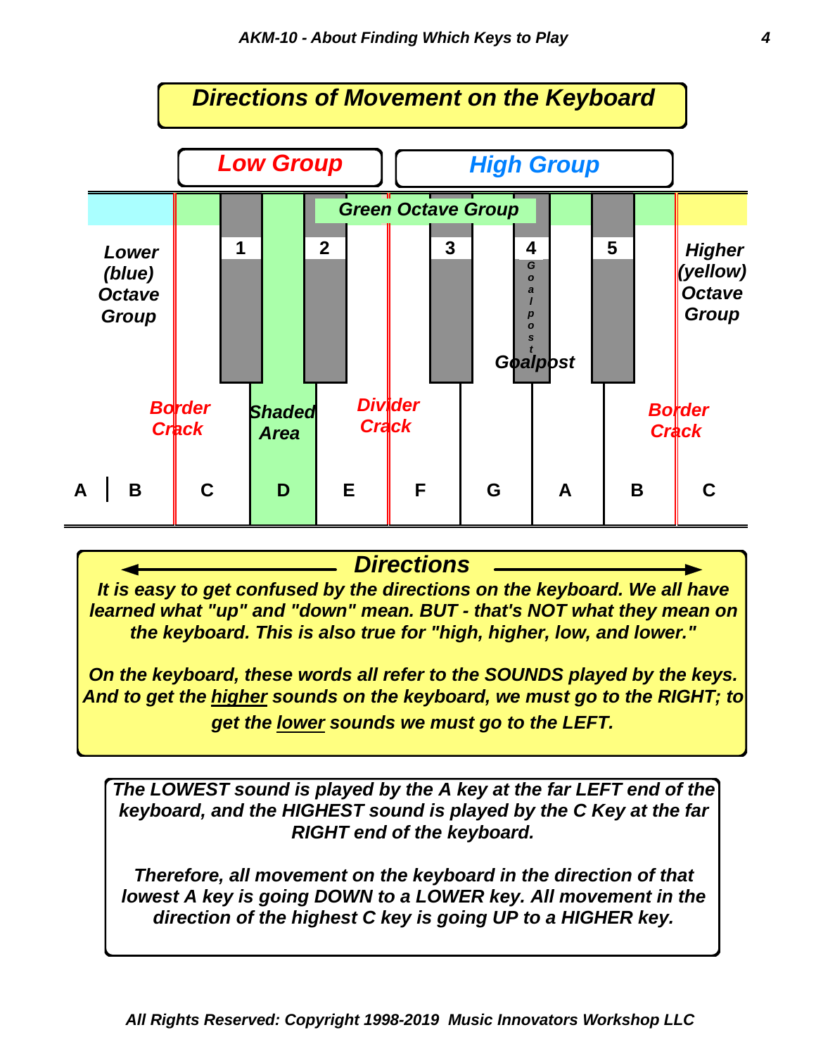# Directions of Movement on the Keyboard

**Low Group** | **High Group**

Green Octave Group

Lower (blue) Octave Group

Higher (yellow) Octave Group

1 2 3 4 5

Goalpost

Border Crack | Shaded Area | Divider Crack | Border Crack

A | B C D E F G A B C

## Directions

***It is easy to get confused by the directions on the keyboard. We all have learned what "up" and "down" mean. BUT - that's NOT what they mean on the keyboard. This is also true for "high, higher, low, and lower."***

***On the keyboard, these words all refer to the SOUNDS played by the keys. And to get the <u>higher</u> sounds on the keyboard, we must go to the RIGHT; to get the <u>lower</u> sounds we must go to the LEFT.***

***The LOWEST sound is played by the A key at the far LEFT end of the keyboard, and the HIGHEST sound is played by the C Key at the far RIGHT end of the keyboard.***

***Therefore, all movement on the keyboard in the direction of that lowest A key is going DOWN to a LOWER key. All movement in the direction of the highest C key is going UP to a HIGHER key.***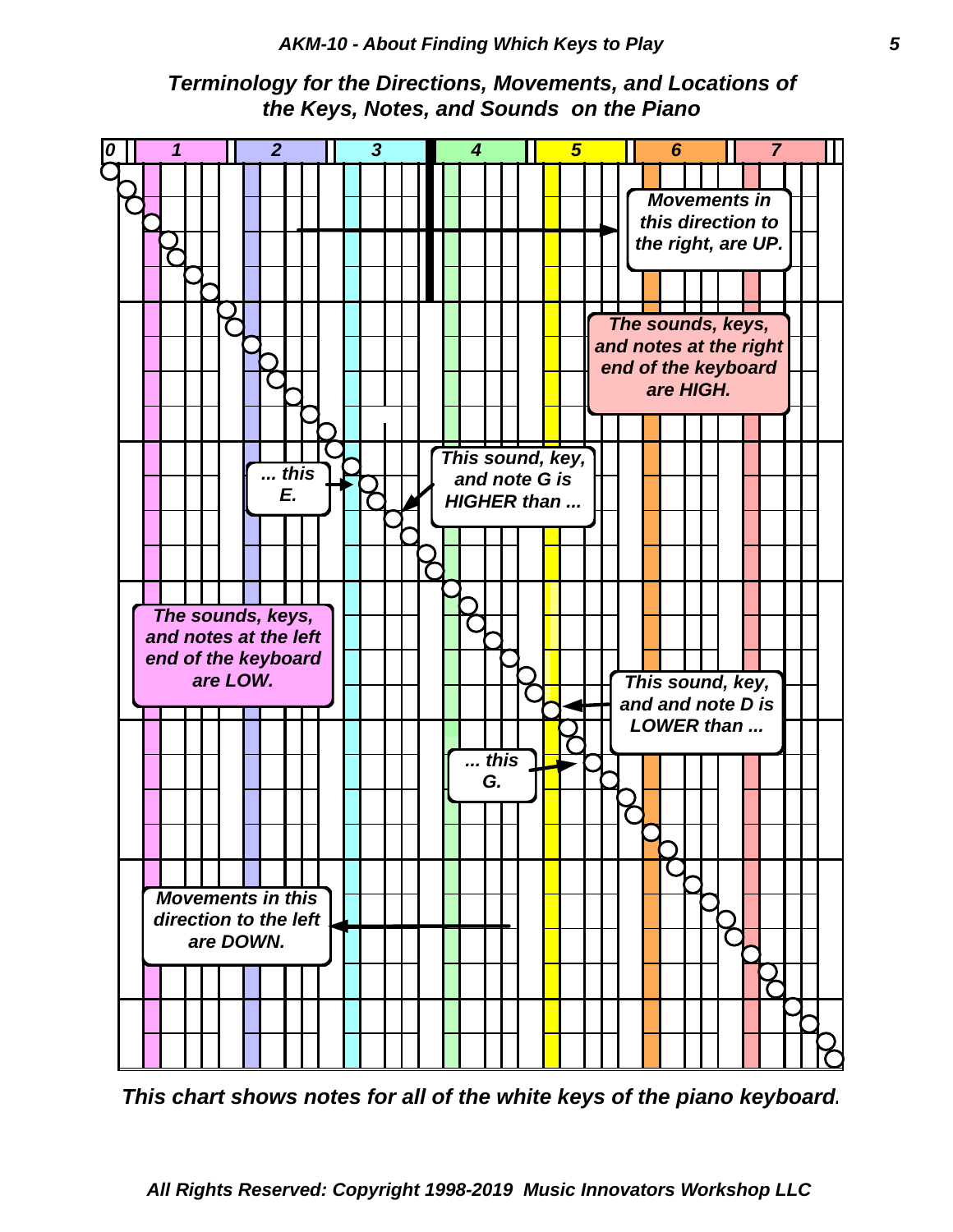## Terminology for the Directions, Movements, and Locations of the Keys, Notes, and Sounds on the Piano

0 1 2 3 4 5 6 7

*Movements in this direction to the right, are UP.*

*The sounds, keys, and notes at the right end of the keyboard are HIGH.*

*This sound, key, and note G is HIGHER than ...*

*... this E.*

*The sounds, keys, and notes at the left end of the keyboard are LOW.*

*This sound, key, and and note D is LOWER than ...*

*... this G.*

*Movements in this direction to the left are DOWN.*

*This chart shows notes for all of the white keys of the piano keyboard.*

*All Rights Reserved: Copyright 1998-2019 Music Innovators Workshop LLC*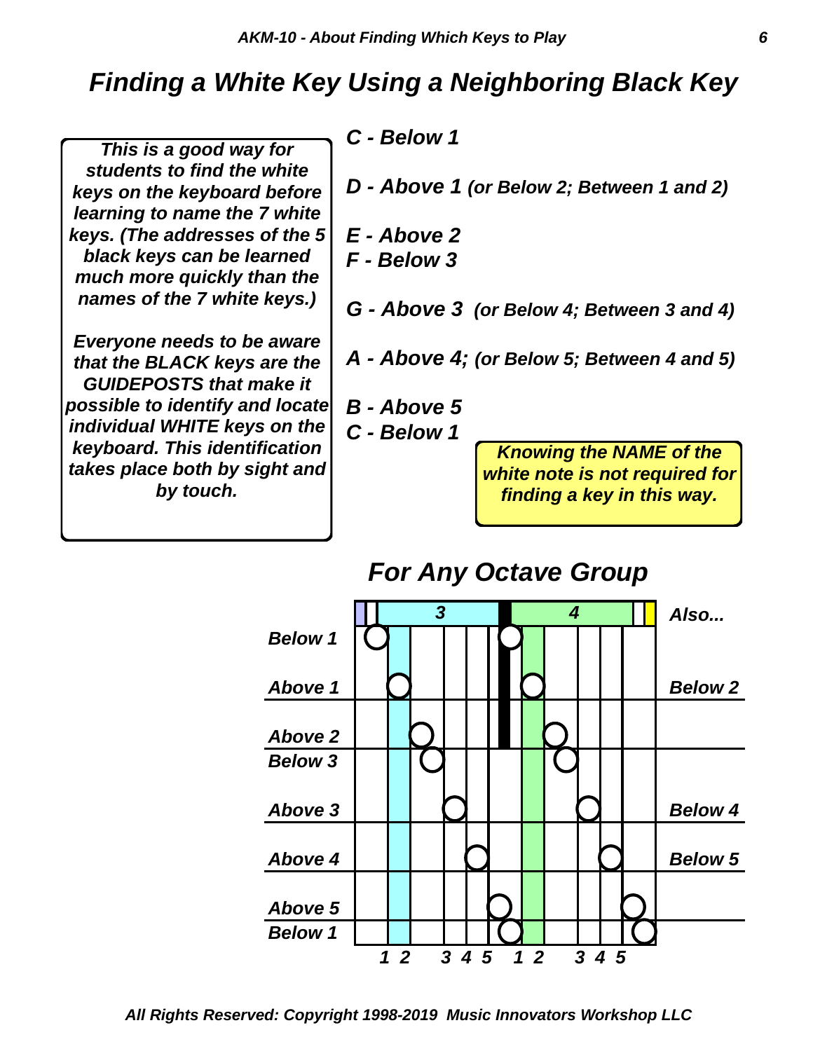# Finding a White Key Using a Neighboring Black Key

*This is a good way for students to find the white keys on the keyboard before learning to name the 7 white keys. (The addresses of the 5 black keys can be learned much more quickly than the names of the 7 white keys.)*

*Everyone needs to be aware that the BLACK keys are the GUIDEPOSTS that make it possible to identify and locate individual WHITE keys on the keyboard. This identification takes place both by sight and by touch.*

***C - Below 1***

***D - Above 1** (or Below 2; Between 1 and 2)*

***E - Above 2***
***F - Below 3***

***G - Above 3** (or Below 4; Between 3 and 4)*

***A - Above 4;** (or Below 5; Between 4 and 5)*

***B - Above 5***
***C - Below 1***

***Knowing the NAME of the white note is not required for finding a key in this way.***

## For Any Octave Group

| | | Also... |
|---|---|---|
| Below 1 | | |
| Above 1 | | Below 2 |
| Above 2 | | |
| Below 3 | | |
| Above 3 | | Below 4 |
| Above 4 | | Below 5 |
| Above 5 | | |
| Below 1 | | |

Octave groups: 3, 4 — Black keys: 1 2 3 4 5 1 2 3 4 5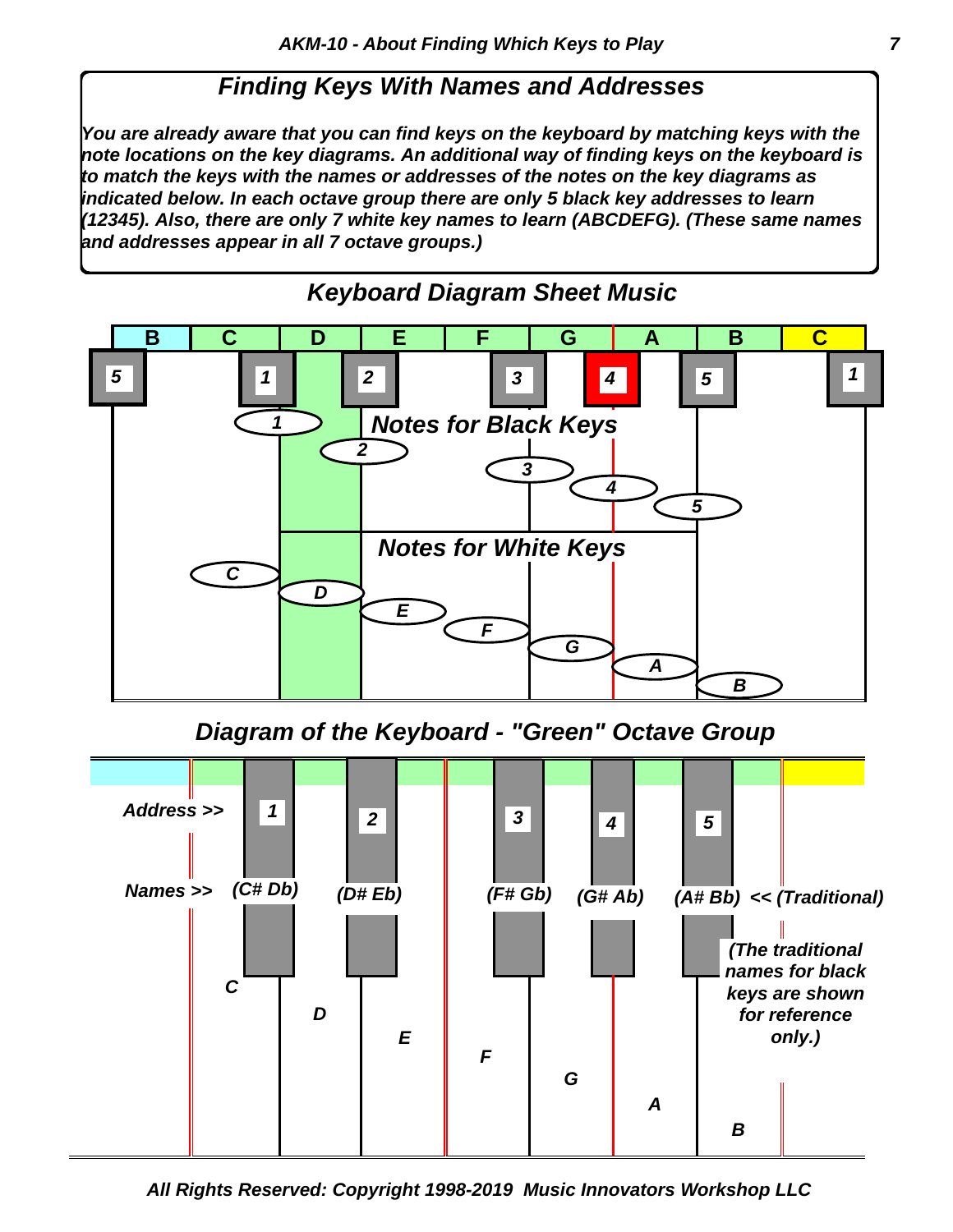## Finding Keys With Names and Addresses

*You are already aware that you can find keys on the keyboard by matching keys with the note locations on the key diagrams. An additional way of finding keys on the keyboard is to match the keys with the names or addresses of the notes on the key diagrams as indicated below. In each octave group there are only 5 black key addresses to learn (12345). Also, there are only 7 white key names to learn (ABCDEFG). (These same names and addresses appear in all 7 octave groups.)*

## Keyboard Diagram Sheet Music

B C D E F G A B C

5 1 2 3 4 5 1

**Notes for Black Keys**

1 2 3 4 5

**Notes for White Keys**

C D E F G A B

## Diagram of the Keyboard - "Green" Octave Group

Address >> 1 2 3 4 5

Names >> (C# Db) (D# Eb) (F# Gb) (G# Ab) (A# Bb) << (Traditional)

C D E F G A B

*(The traditional names for black keys are shown for reference only.)*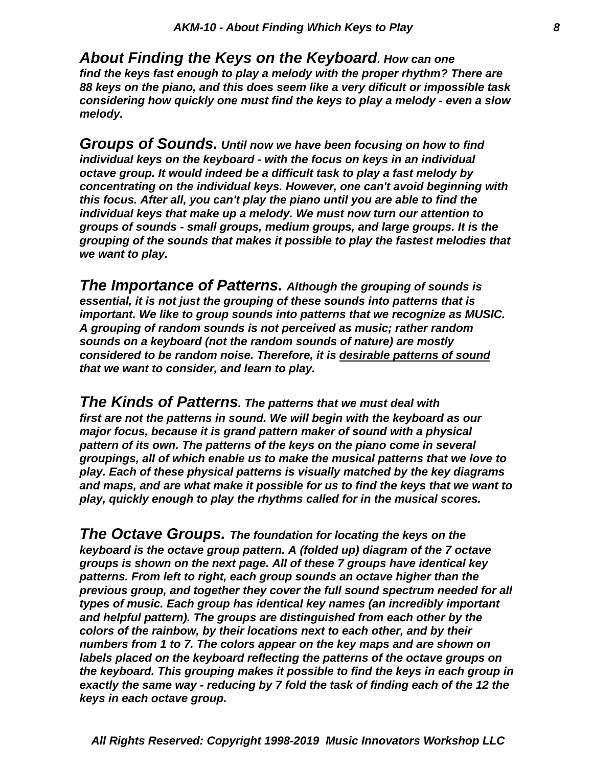***About Finding the Keys on the Keyboard**. How can one find the keys fast enough to play a melody with the proper rhythm? There are 88 keys on the piano, and this does seem like a very dificult or impossible task considering how quickly one must find the keys to play a melody - even a slow melody.*

***Groups of Sounds.** Until now we have been focusing on how to find individual keys on the keyboard - with the focus on keys in an individual octave group. It would indeed be a difficult task to play a fast melody by concentrating on the individual keys. However, one can't avoid beginning with this focus. After all, you can't play the piano until you are able to find the individual keys that make up a melody. We must now turn our attention to groups of sounds - small groups, medium groups, and large groups. It is the grouping of the sounds that makes it possible to play the fastest melodies that we want to play.*

***The Importance of Patterns.** Although the grouping of sounds is essential, it is not just the grouping of these sounds into patterns that is important. We like to group sounds into patterns that we recognize as MUSIC. A grouping of random sounds is not perceived as music; rather random sounds on a keyboard (not the random sounds of nature) are mostly considered to be random noise. Therefore, it is <u>desirable patterns of sound</u> that we want to consider, and learn to play.*

***The Kinds of Patterns**. The patterns that we must deal with first are not the patterns in sound. We will begin with the keyboard as our major focus, because it is grand pattern maker of sound with a physical pattern of its own. The patterns of the keys on the piano come in several groupings, all of which enable us to make the musical patterns that we love to play. Each of these physical patterns is visually matched by the key diagrams and maps, and are what make it possible for us to find the keys that we want to play, quickly enough to play the rhythms called for in the musical scores.*

***The Octave Groups.** The foundation for locating the keys on the keyboard is the octave group pattern. A (folded up) diagram of the 7 octave groups is shown on the next page. All of these 7 groups have identical key patterns. From left to right, each group sounds an octave higher than the previous group, and together they cover the full sound spectrum needed for all types of music. Each group has identical key names (an incredibly important and helpful pattern). The groups are distinguished from each other by the colors of the rainbow, by their locations next to each other, and by their numbers from 1 to 7. The colors appear on the key maps and are shown on labels placed on the keyboard reflecting the patterns of the octave groups on the keyboard. This grouping makes it possible to find the keys in each group in exactly the same way - reducing by 7 fold the task of finding each of the 12 the keys in each octave group.*

*All Rights Reserved: Copyright 1998-2019 Music Innovators Workshop LLC*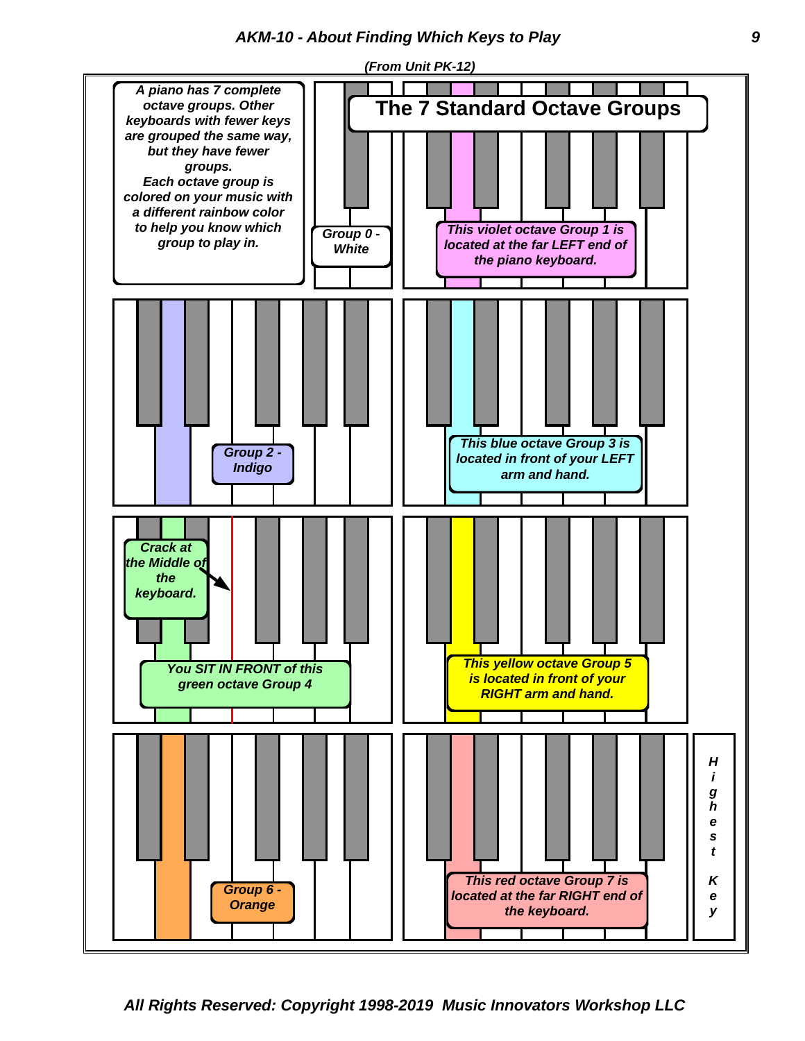# AKM-10 - About Finding Which Keys to Play

*(From Unit PK-12)*

## The 7 Standard Octave Groups

*A piano has 7 complete octave groups. Other keyboards with fewer keys are grouped the same way, but they have fewer groups. Each octave group is colored on your music with a different rainbow color to help you know which group to play in.*

*Group 0 - White*

*This violet octave Group 1 is located at the far LEFT end of the piano keyboard.*

*Group 2 - Indigo*

*This blue octave Group 3 is located in front of your LEFT arm and hand.*

*Crack at the Middle of the keyboard.*

*You SIT IN FRONT of this green octave Group 4*

*This yellow octave Group 5 is located in front of your RIGHT arm and hand.*

*Group 6 - Orange*

*This red octave Group 7 is located at the far RIGHT end of the keyboard.*

*Highest Key*

*All Rights Reserved: Copyright 1998-2019 Music Innovators Workshop LLC*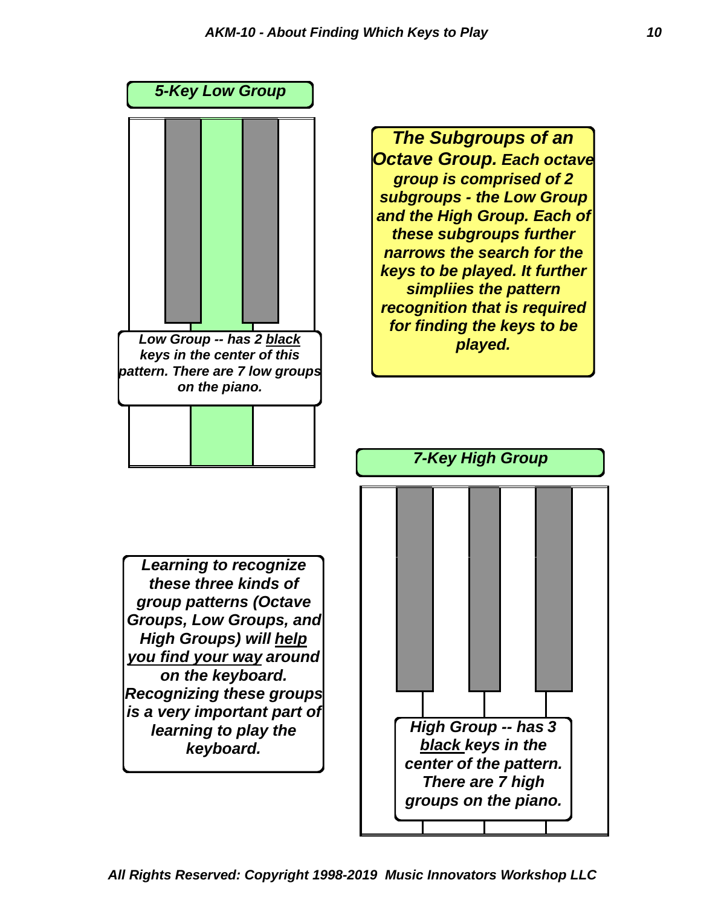### *5-Key Low Group*

*Low Group -- has 2 <u>black</u> keys in the center of this pattern. There are 7 low groups on the piano.*

***The Subgroups of an Octave Group.** Each octave group is comprised of 2 subgroups - the Low Group and the High Group. Each of these subgroups further narrows the search for the keys to be played. It further simpliies the pattern recognition that is required for finding the keys to be played.*

### *7-Key High Group*

*Learning to recognize these three kinds of group patterns (Octave Groups, Low Groups, and High Groups) will <u>help you find your way</u> around on the keyboard. Recognizing these groups is a very important part of learning to play the keyboard.*

*High Group -- has 3 <u>black</u> keys in the center of the pattern. There are 7 high groups on the piano.*

*All Rights Reserved: Copyright 1998-2019 Music Innovators Workshop LLC*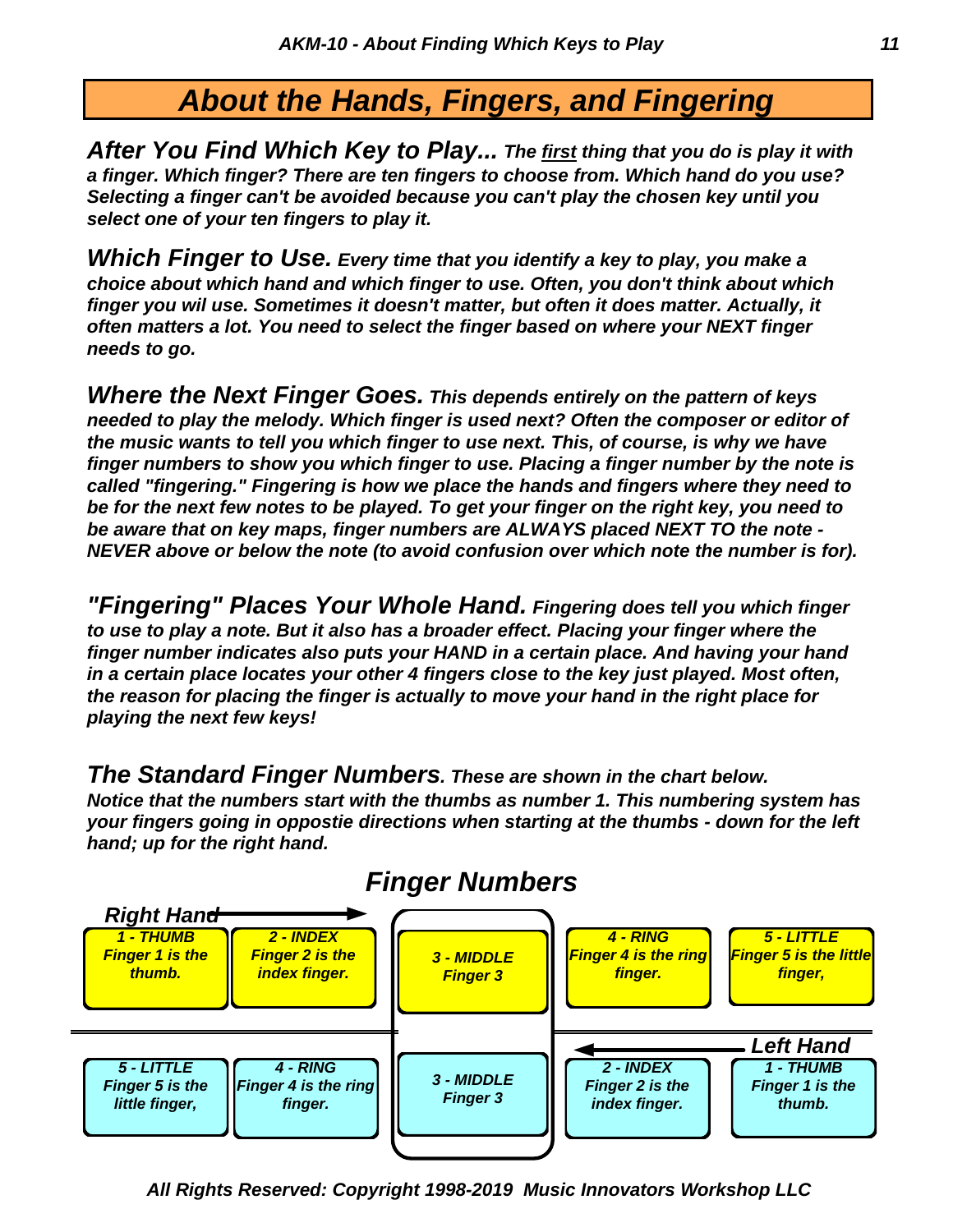# About the Hands, Fingers, and Fingering

***After You Find Which Key to Play...*** ***The first thing that you do is play it with a finger. Which finger? There are ten fingers to choose from. Which hand do you use? Selecting a finger can't be avoided because you can't play the chosen key until you select one of your ten fingers to play it.***

***Which Finger to Use.*** ***Every time that you identify a key to play, you make a choice about which hand and which finger to use. Often, you don't think about which finger you wil use. Sometimes it doesn't matter, but often it does matter. Actually, it often matters a lot. You need to select the finger based on where your NEXT finger needs to go.***

***Where the Next Finger Goes.*** ***This depends entirely on the pattern of keys needed to play the melody. Which finger is used next? Often the composer or editor of the music wants to tell you which finger to use next. This, of course, is why we have finger numbers to show you which finger to use. Placing a finger number by the note is called "fingering." Fingering is how we place the hands and fingers where they need to be for the next few notes to be played. To get your finger on the right key, you need to be aware that on key maps, finger numbers are ALWAYS placed NEXT TO the note - NEVER above or below the note (to avoid confusion over which note the number is for).***

***"Fingering" Places Your Whole Hand.*** ***Fingering does tell you which finger to use to play a note. But it also has a broader effect. Placing your finger where the finger number indicates also puts your HAND in a certain place. And having your hand in a certain place locates your other 4 fingers close to the key just played. Most often, the reason for placing the finger is actually to move your hand in the right place for playing the next few keys!***

***The Standard Finger Numbers.*** ***These are shown in the chart below. Notice that the numbers start with the thumbs as number 1. This numbering system has your fingers going in oppostie directions when starting at the thumbs - down for the left hand; up for the right hand.***

## Finger Numbers

**Right Hand** →

| 1 - THUMB | 2 - INDEX | 3 - MIDDLE | 4 - RING | 5 - LITTLE |
|---|---|---|---|---|
| Finger 1 is the thumb. | Finger 2 is the index finger. | Finger 3 | Finger 4 is the ring finger. | Finger 5 is the little finger, |

← **Left Hand**

| 5 - LITTLE | 4 - RING | 3 - MIDDLE | 2 - INDEX | 1 - THUMB |
|---|---|---|---|---|
| Finger 5 is the little finger, | Finger 4 is the ring finger. | Finger 3 | Finger 2 is the index finger. | Finger 1 is the thumb. |

*All Rights Reserved: Copyright 1998-2019 Music Innovators Workshop LLC*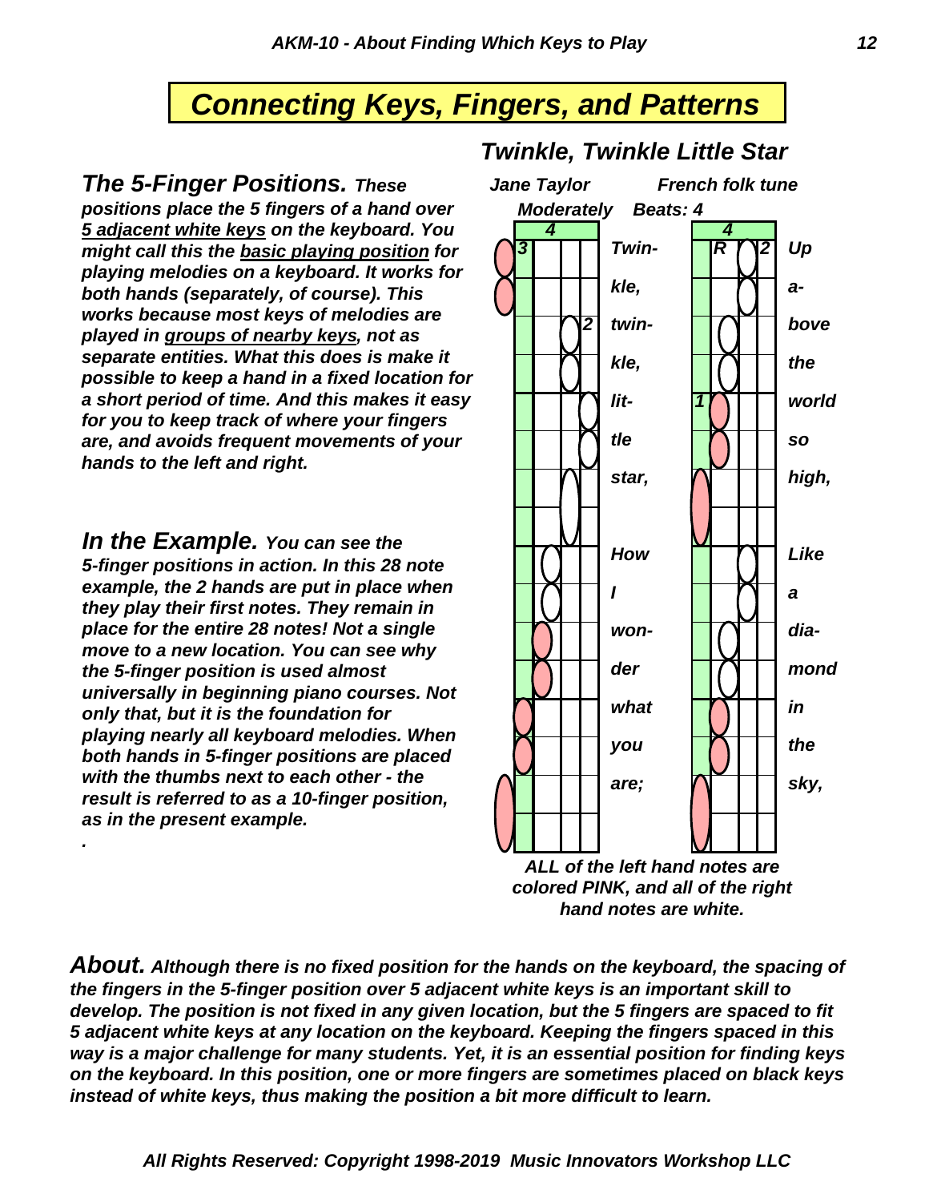# ***Connecting Keys, Fingers, and Patterns***

## ***Twinkle, Twinkle Little Star***

***Jane Taylor*** ***French folk tune***

***Moderately*** ***Beats: 4***

***Twin- kle, twin- kle, lit- tle star, How I won- der what you are; Up a- bove the world so high, Like a dia- mond in the sky,***

***ALL of the left hand notes are colored PINK, and all of the right hand notes are white.***

***The 5-Finger Positions.** These positions place the 5 fingers of a hand over <u>5 adjacent white keys</u> on the keyboard. You might call this the <u>basic playing position</u> for playing melodies on a keyboard. It works for both hands (separately, of course). This works because most keys of melodies are played in <u>groups of nearby keys</u>, not as separate entities. What this does is make it possible to keep a hand in a fixed location for a short period of time. And this makes it easy for you to keep track of where your fingers are, and avoids frequent movements of your hands to the left and right.*

***In the Example.** You can see the 5-finger positions in action. In this 28 note example, the 2 hands are put in place when they play their first notes. They remain in place for the entire 28 notes! Not a single move to a new location. You can see why the 5-finger position is used almost universally in beginning piano courses. Not only that, but it is the foundation for playing nearly all keyboard melodies. When both hands in 5-finger positions are placed with the thumbs next to each other - the result is referred to as a 10-finger position, as in the present example.*

***About.** Although there is no fixed position for the hands on the keyboard, the spacing of the fingers in the 5-finger position over 5 adjacent white keys is an important skill to develop. The position is not fixed in any given location, but the 5 fingers are spaced to fit 5 adjacent white keys at any location on the keyboard. Keeping the fingers spaced in this way is a major challenge for many students. Yet, it is an essential position for finding keys on the keyboard. In this position, one or more fingers are sometimes placed on black keys instead of white keys, thus making the position a bit more difficult to learn.*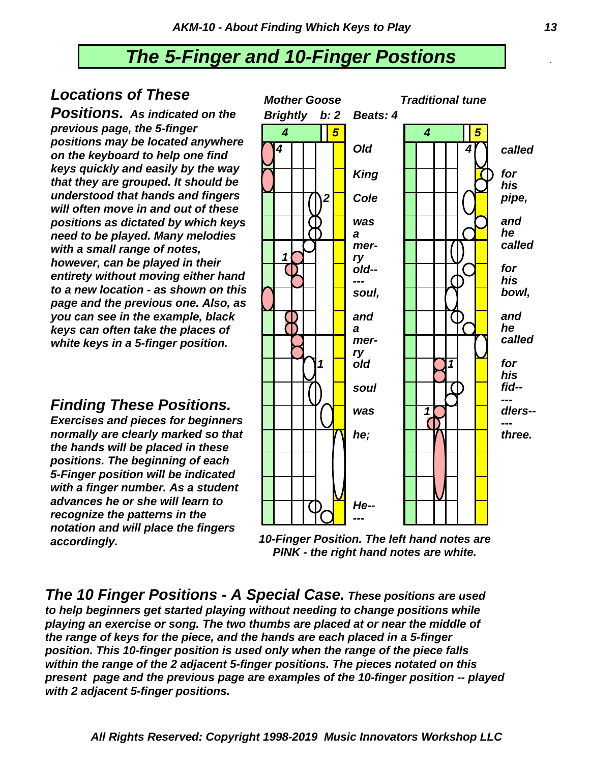# *The 5-Finger and 10-Finger Postions*

## *Locations of These Positions.*

***As indicated on the previous page, the 5-finger positions may be located anywhere on the keyboard to help one find keys quickly and easily by the way that they are grouped. It should be understood that hands and fingers will often move in and out of these positions as dictated by which keys need to be played. Many melodies with a small range of notes, however, can be played in their entirety without moving either hand to a new location - as shown on this page and the previous one. Also, as you can see in the example, black keys can often take the places of white keys in a 5-finger position.***

## *Finding These Positions.*

***Exercises and pieces for beginners normally are clearly marked so that the hands will be placed in these positions. The beginning of each 5-Finger position will be indicated with a finger number. As a student advances he or she will learn to recognize the patterns in the notation and will place the fingers accordingly.***

***Mother Goose*** ***Traditional tune***

***Brightly b: 2 Beats: 4***

***Old King Cole was a mer- ry old-- --- soul, and a mer- ry old soul was he; He-- --- called for his pipe, and he called for his bowl, and he called for his fid-- --- dlers-- --- three.***

***10-Finger Position. The left hand notes are PINK - the right hand notes are white.***

## *The 10 Finger Positions - A Special Case.*

***These positions are used to help beginners get started playing without needing to change positions while playing an exercise or song. The two thumbs are placed at or near the middle of the range of keys for the piece, and the hands are each placed in a 5-finger position. This 10-finger position is used only when the range of the piece falls within the range of the 2 adjacent 5-finger positions. The pieces notated on this present page and the previous page are examples of the 10-finger position -- played with 2 adjacent 5-finger positions.***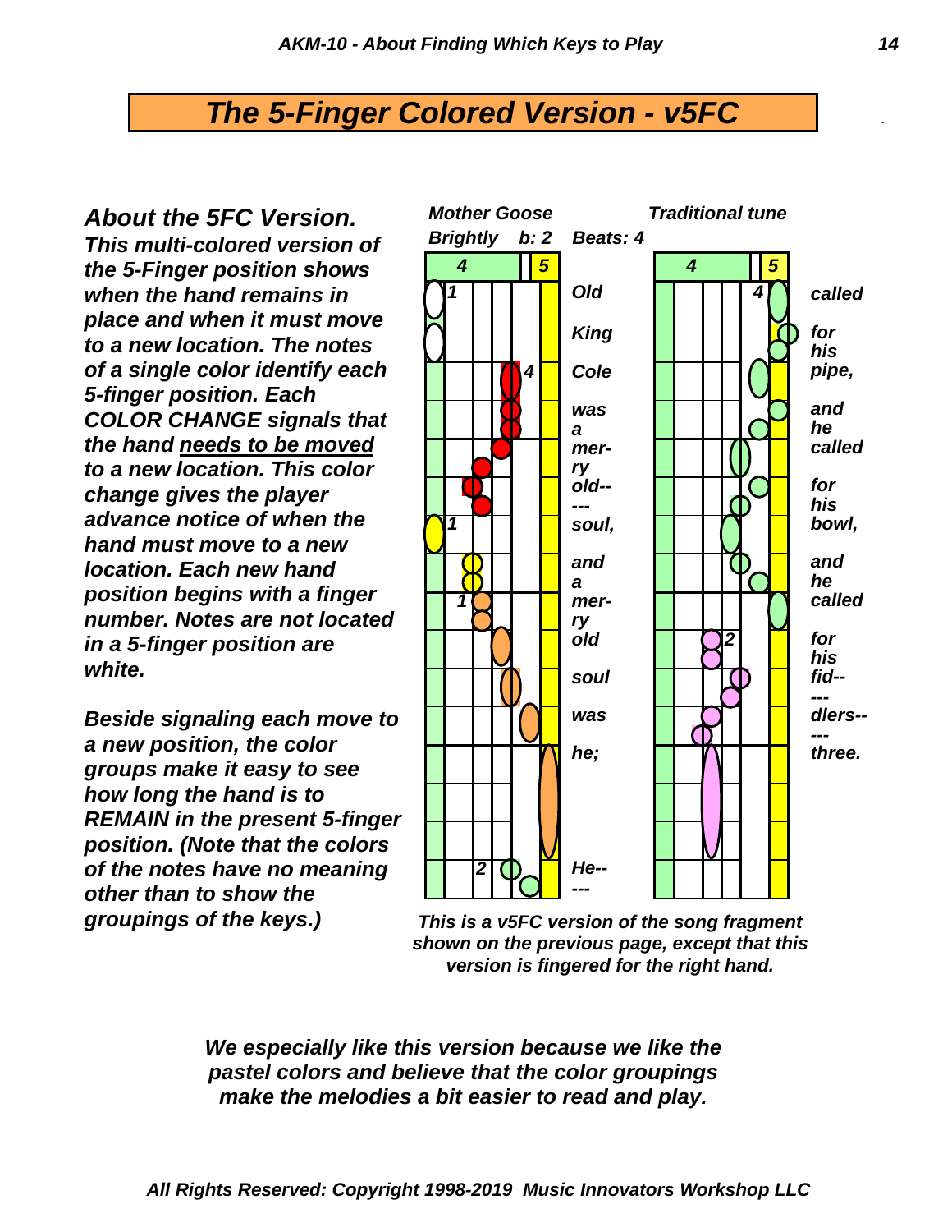# The 5-Finger Colored Version - v5FC

## About the 5FC Version.

***This multi-colored version of the 5-Finger position shows when the hand remains in place and when it must move to a new location. The notes of a single color identify each 5-finger position. Each COLOR CHANGE signals that the hand <u>needs to be moved</u> to a new location. This color change gives the player advance notice of when the hand must move to a new location. Each new hand position begins with a finger number. Notes are not located in a 5-finger position are white.***

***Beside signaling each move to a new position, the color groups make it easy to see how long the hand is to REMAIN in the present 5-finger position. (Note that the colors of the notes have no meaning other than to show the groupings of the keys.)***

*Mother Goose* — *Traditional tune*

*Brightly  b: 2  Beats: 4*

*Old King Cole was a mer- ry old-- --- soul, and a mer- ry old soul was he; He-- --- called for his pipe, and he called for his bowl, and he called for his fid-- --- dlers-- --- three.*

*This is a v5FC version of the song fragment shown on the previous page, except that this version is fingered for the right hand.*

***We especially like this version because we like the pastel colors and believe that the color groupings make the melodies a bit easier to read and play.***

*All Rights Reserved: Copyright 1998-2019 Music Innovators Workshop LLC*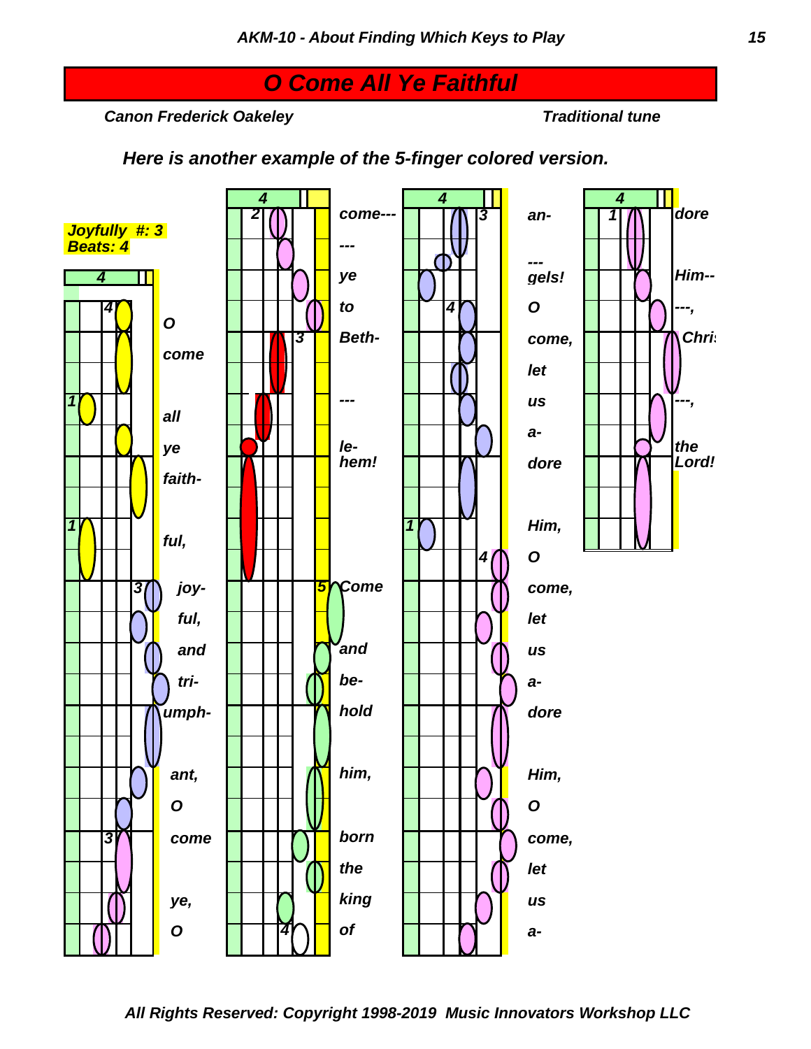# O Come All Ye Faithful

*Canon Frederick Oakeley* — *Traditional tune*

***Here is another example of the 5-finger colored version.***

**Joyfully #: 3**
**Beats: 4**

O come all ye faith- ful, joy- ful, and tri- umph- ant, O come ye, O come--- --- ye to Beth- --- le- hem! Come and be- hold him, born the king of an- --- gels! O come, let us a- dore Him, O come, let us a- dore Him, O come, let us a- dore Him-- ---, Chri ---, the Lord!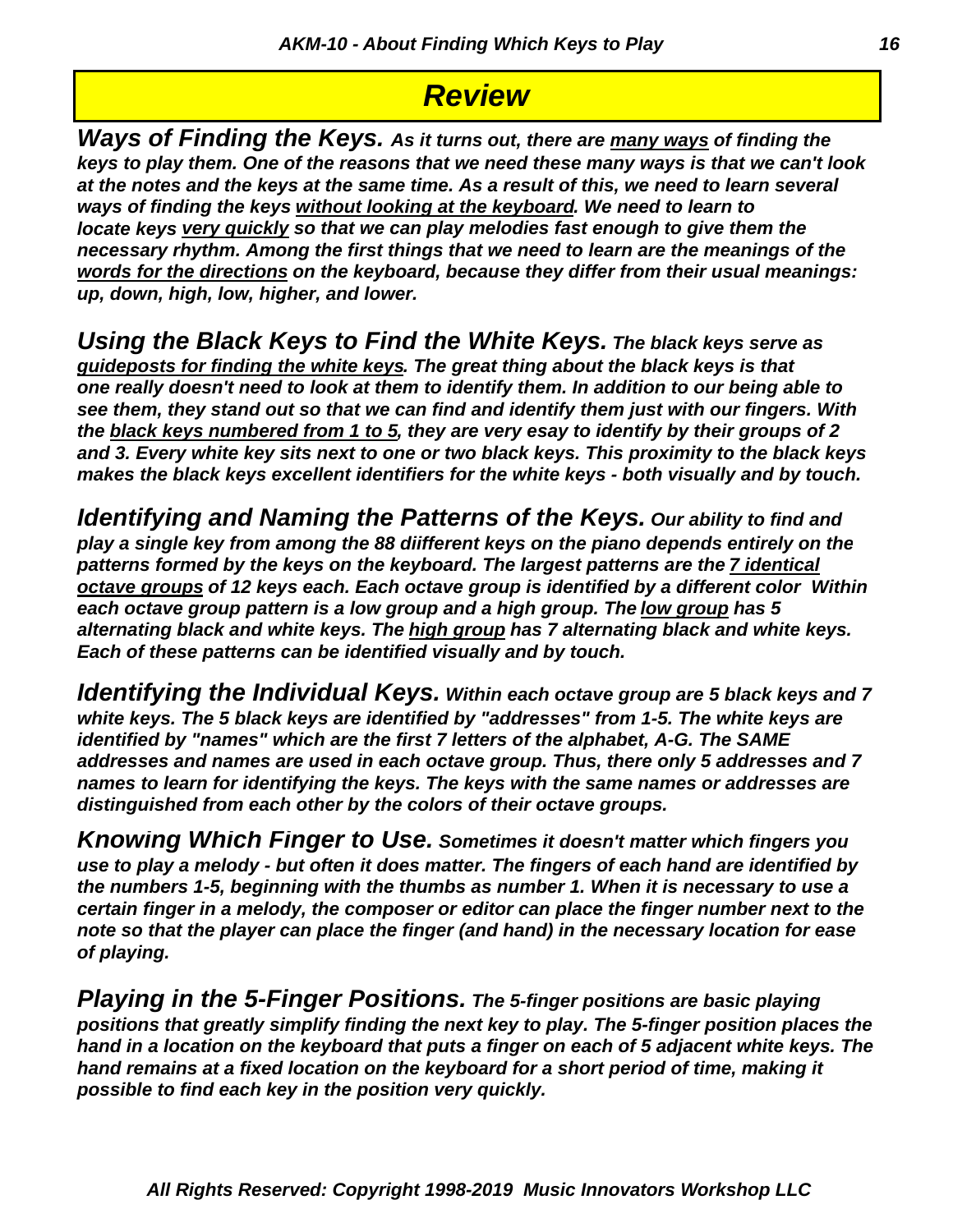# *Review*

***Ways of Finding the Keys.*** ***As it turns out, there are <u>many ways</u> of finding the keys to play them. One of the reasons that we need these many ways is that we can't look at the notes and the keys at the same time. As a result of this, we need to learn several ways of finding the keys <u>without looking at the keyboard</u>. We need to learn to locate keys <u>very quickly</u> so that we can play melodies fast enough to give them the necessary rhythm. Among the first things that we need to learn are the meanings of the <u>words for the directions</u> on the keyboard, because they differ from their usual meanings: up, down, high, low, higher, and lower.***

***Using the Black Keys to Find the White Keys.*** ***The black keys serve as <u>guideposts for finding the white keys</u>. The great thing about the black keys is that one really doesn't need to look at them to identify them. In addition to our being able to see them, they stand out so that we can find and identify them just with our fingers. With the <u>black keys numbered from 1 to 5</u>, they are very esay to identify by their groups of 2 and 3. Every white key sits next to one or two black keys. This proximity to the black keys makes the black keys excellent identifiers for the white keys - both visually and by touch.***

***Identifying and Naming the Patterns of the Keys.*** ***Our ability to find and play a single key from among the 88 diifferent keys on the piano depends entirely on the patterns formed by the keys on the keyboard. The largest patterns are the <u>7 identical octave groups</u> of 12 keys each. Each octave group is identified by a different color Within each octave group pattern is a low group and a high group. The <u>low group</u> has 5 alternating black and white keys. The <u>high group</u> has 7 alternating black and white keys. Each of these patterns can be identified visually and by touch.***

***Identifying the Individual Keys.*** ***Within each octave group are 5 black keys and 7 white keys. The 5 black keys are identified by "addresses" from 1-5. The white keys are identified by "names" which are the first 7 letters of the alphabet, A-G. The SAME addresses and names are used in each octave group. Thus, there only 5 addresses and 7 names to learn for identifying the keys. The keys with the same names or addresses are distinguished from each other by the colors of their octave groups.***

***Knowing Which Finger to Use.*** ***Sometimes it doesn't matter which fingers you use to play a melody - but often it does matter. The fingers of each hand are identified by the numbers 1-5, beginning with the thumbs as number 1. When it is necessary to use a certain finger in a melody, the composer or editor can place the finger number next to the note so that the player can place the finger (and hand) in the necessary location for ease of playing.***

***Playing in the 5-Finger Positions.*** ***The 5-finger positions are basic playing positions that greatly simplify finding the next key to play. The 5-finger position places the hand in a location on the keyboard that puts a finger on each of 5 adjacent white keys. The hand remains at a fixed location on the keyboard for a short period of time, making it possible to find each key in the position very quickly.***

***All Rights Reserved: Copyright 1998-2019 Music Innovators Workshop LLC***